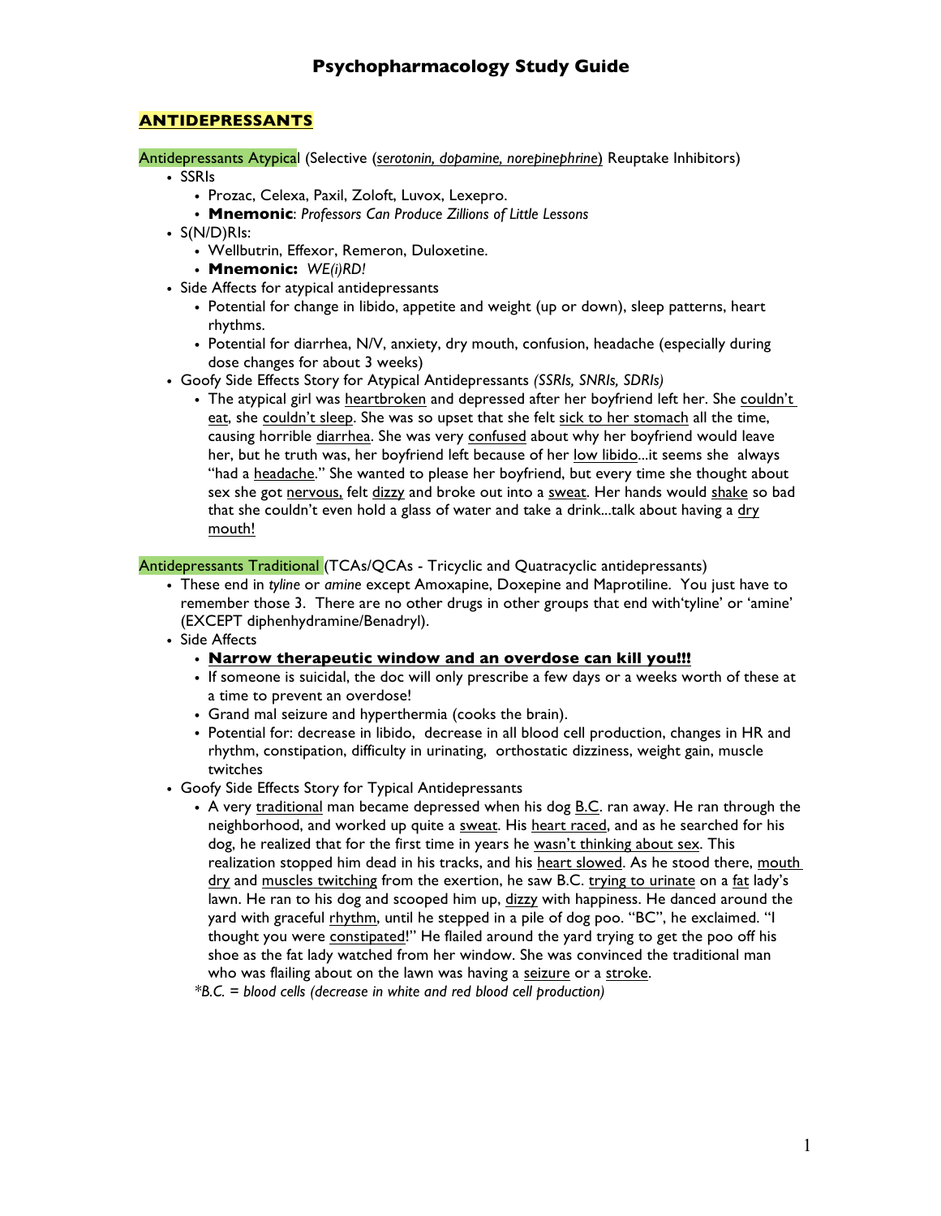# Psychopharmacology Study Guide

## ANTIDEPRESSANTS

Antidepressants Atypical (Selective (*serotonin, dopamine, norepinephrine*) Reuptake Inhibitors)

- SSRIs
  - Prozac, Celexa, Paxil, Zoloft, Luvox, Lexepro.
  - **Mnemonic**: *Professors Can Produce Zillions of Little Lessons*
- S(N/D)RIs:
  - Wellbutrin, Effexor, Remeron, Duloxetine.
  - **Mnemonic:** *WE(i)RD!*
- Side Affects for atypical antidepressants
  - Potential for change in libido, appetite and weight (up or down), sleep patterns, heart rhythms.
  - Potential for diarrhea, N/V, anxiety, dry mouth, confusion, headache (especially during dose changes for about 3 weeks)
- Goofy Side Effects Story for Atypical Antidepressants *(SSRIs, SNRIs, SDRIs)*
  - The atypical girl was heartbroken and depressed after her boyfriend left her. She couldn't eat, she couldn't sleep. She was so upset that she felt sick to her stomach all the time, causing horrible diarrhea. She was very confused about why her boyfriend would leave her, but he truth was, her boyfriend left because of her low libido...it seems she always "had a headache." She wanted to please her boyfriend, but every time she thought about sex she got nervous, felt dizzy and broke out into a sweat. Her hands would shake so bad that she couldn't even hold a glass of water and take a drink...talk about having a dry mouth!

Antidepressants Traditional (TCAs/QCAs - Tricyclic and Quatracyclic antidepressants)

- These end in *tyline* or *amine* except Amoxapine, Doxepine and Maprotiline. You just have to remember those 3. There are no other drugs in other groups that end with'tyline' or 'amine' (EXCEPT diphenhydramine/Benadryl).
- Side Affects
  - **Narrow therapeutic window and an overdose can kill you!!!**
  - If someone is suicidal, the doc will only prescribe a few days or a weeks worth of these at a time to prevent an overdose!
  - Grand mal seizure and hyperthermia (cooks the brain).
  - Potential for: decrease in libido, decrease in all blood cell production, changes in HR and rhythm, constipation, difficulty in urinating, orthostatic dizziness, weight gain, muscle twitches
- Goofy Side Effects Story for Typical Antidepressants
  - A very traditional man became depressed when his dog B.C. ran away. He ran through the neighborhood, and worked up quite a sweat. His heart raced, and as he searched for his dog, he realized that for the first time in years he wasn't thinking about sex. This realization stopped him dead in his tracks, and his heart slowed. As he stood there, mouth dry and muscles twitching from the exertion, he saw B.C. trying to urinate on a fat lady's lawn. He ran to his dog and scooped him up, dizzy with happiness. He danced around the yard with graceful rhythm, until he stepped in a pile of dog poo. "BC", he exclaimed. "I thought you were constipated!" He flailed around the yard trying to get the poo off his shoe as the fat lady watched from her window. She was convinced the traditional man who was flailing about on the lawn was having a seizure or a stroke.

  *\*B.C. = blood cells (decrease in white and red blood cell production)*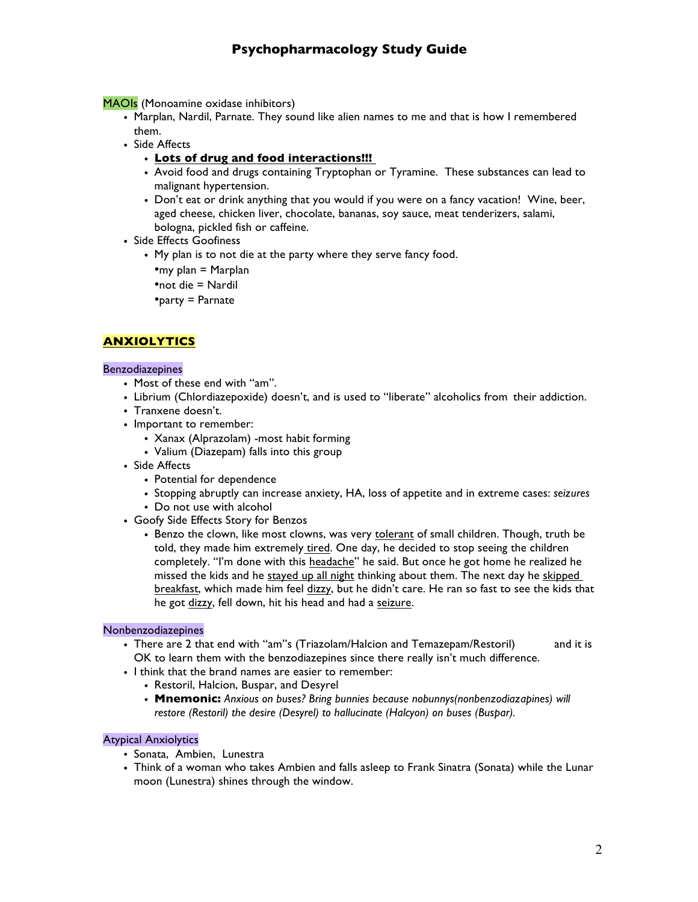# Psychopharmacology Study Guide

MAOIs (Monoamine oxidase inhibitors)

- Marplan, Nardil, Parnate. They sound like alien names to me and that is how I remembered them.
- Side Affects
  - **Lots of drug and food interactions!!!**
  - Avoid food and drugs containing Tryptophan or Tyramine. These substances can lead to malignant hypertension.
  - Don't eat or drink anything that you would if you were on a fancy vacation! Wine, beer, aged cheese, chicken liver, chocolate, bananas, soy sauce, meat tenderizers, salami, bologna, pickled fish or caffeine.
- Side Effects Goofiness
  - My plan is to not die at the party where they serve fancy food.
    - •my plan = Marplan
    - •not die = Nardil
    - •party = Parnate

## ANXIOLYTICS

Benzodiazepines

- Most of these end with "am".
- Librium (Chlordiazepoxide) doesn't, and is used to "liberate" alcoholics from their addiction.
- Tranxene doesn't.
- Important to remember:
  - Xanax (Alprazolam) -most habit forming
  - Valium (Diazepam) falls into this group
- Side Affects
  - Potential for dependence
  - Stopping abruptly can increase anxiety, HA, loss of appetite and in extreme cases: *seizures*
  - Do not use with alcohol
- Goofy Side Effects Story for Benzos
  - Benzo the clown, like most clowns, was very tolerant of small children. Though, truth be told, they made him extremely tired. One day, he decided to stop seeing the children completely. "I'm done with this headache" he said. But once he got home he realized he missed the kids and he stayed up all night thinking about them. The next day he skipped breakfast, which made him feel dizzy, but he didn't care. He ran so fast to see the kids that he got dizzy, fell down, hit his head and had a seizure.

Nonbenzodiazepines

- There are 2 that end with "am"s (Triazolam/Halcion and Temazepam/Restoril) and it is OK to learn them with the benzodiazepines since there really isn't much difference.
- I think that the brand names are easier to remember:
  - Restoril, Halcion, Buspar, and Desyrel
  - **Mnemonic:** *Anxious on buses? Bring bunnies because nobunnys(nonbenzodiazapines) will restore (Restoril) the desire (Desyrel) to hallucinate (Halcyon) on buses (Buspar).*

Atypical Anxiolytics

- Sonata, Ambien, Lunestra
- Think of a woman who takes Ambien and falls asleep to Frank Sinatra (Sonata) while the Lunar moon (Lunestra) shines through the window.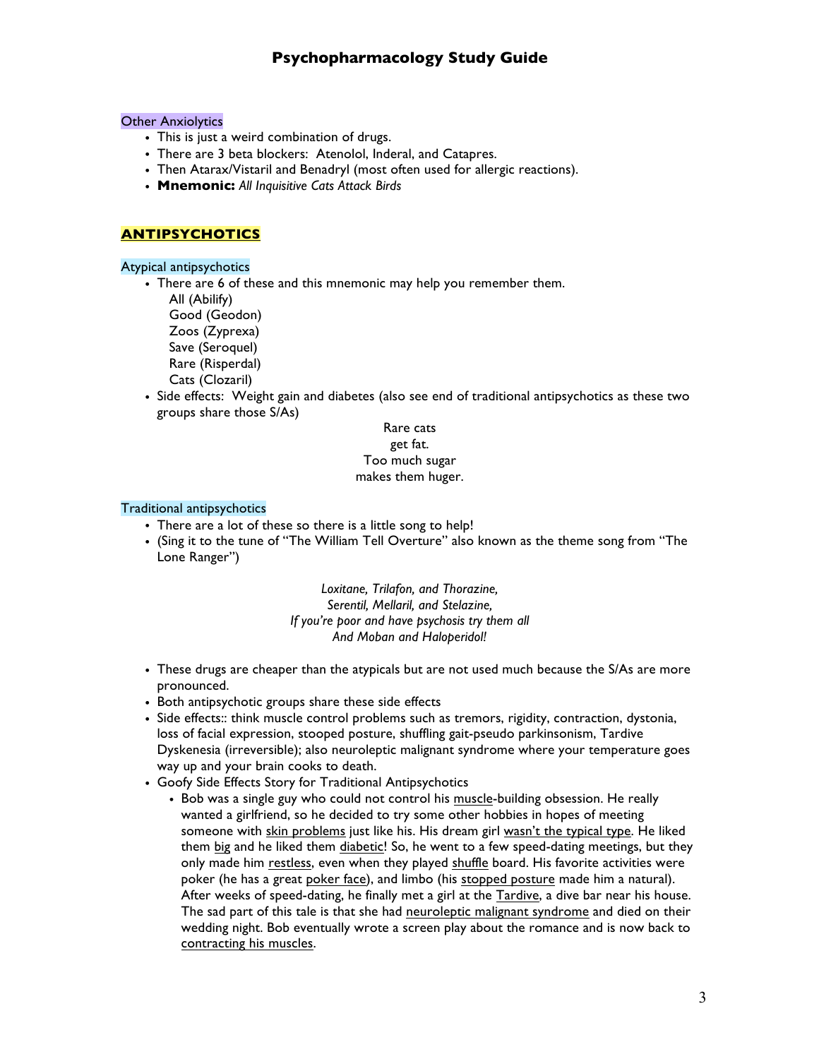### Other Anxiolytics

- This is just a weird combination of drugs.
- There are 3 beta blockers:  Atenolol, Inderal, and Catapres.
- Then Atarax/Vistaril and Benadryl (most often used for allergic reactions).
- **Mnemonic:** *All Inquisitive Cats Attack Birds*

## ANTIPSYCHOTICS

### Atypical antipsychotics

- There are 6 of these and this mnemonic may help you remember them.
  All (Abilify)
  Good (Geodon)
  Zoos (Zyprexa)
  Save (Seroquel)
  Rare (Risperdal)
  Cats (Clozaril)
- Side effects:  Weight gain and diabetes (also see end of traditional antipsychotics as these two groups share those S/As)

Rare cats
get fat.
Too much sugar
makes them huger.

### Traditional antipsychotics

- There are a lot of these so there is a little song to help!
- (Sing it to the tune of "The William Tell Overture" also known as the theme song from "The Lone Ranger")

*Loxitane, Trilafon, and Thorazine,*
*Serentil, Mellaril, and Stelazine,*
*If you're poor and have psychosis try them all*
*And Moban and Haloperidol!*

- These drugs are cheaper than the atypicals but are not used much because the S/As are more pronounced.
- Both antipsychotic groups share these side effects
- Side effects:: think muscle control problems such as tremors, rigidity, contraction, dystonia, loss of facial expression, stooped posture, shuffling gait-pseudo parkinsonism, Tardive Dyskenesia (irreversible); also neuroleptic malignant syndrome where your temperature goes way up and your brain cooks to death.
- Goofy Side Effects Story for Traditional Antipsychotics
  - Bob was a single guy who could not control his muscle-building obsession. He really wanted a girlfriend, so he decided to try some other hobbies in hopes of meeting someone with skin problems just like his. His dream girl wasn't the typical type. He liked them big and he liked them diabetic! So, he went to a few speed-dating meetings, but they only made him restless, even when they played shuffle board. His favorite activities were poker (he has a great poker face), and limbo (his stopped posture made him a natural). After weeks of speed-dating, he finally met a girl at the Tardive, a dive bar near his house. The sad part of this tale is that she had neuroleptic malignant syndrome and died on their wedding night. Bob eventually wrote a screen play about the romance and is now back to contracting his muscles.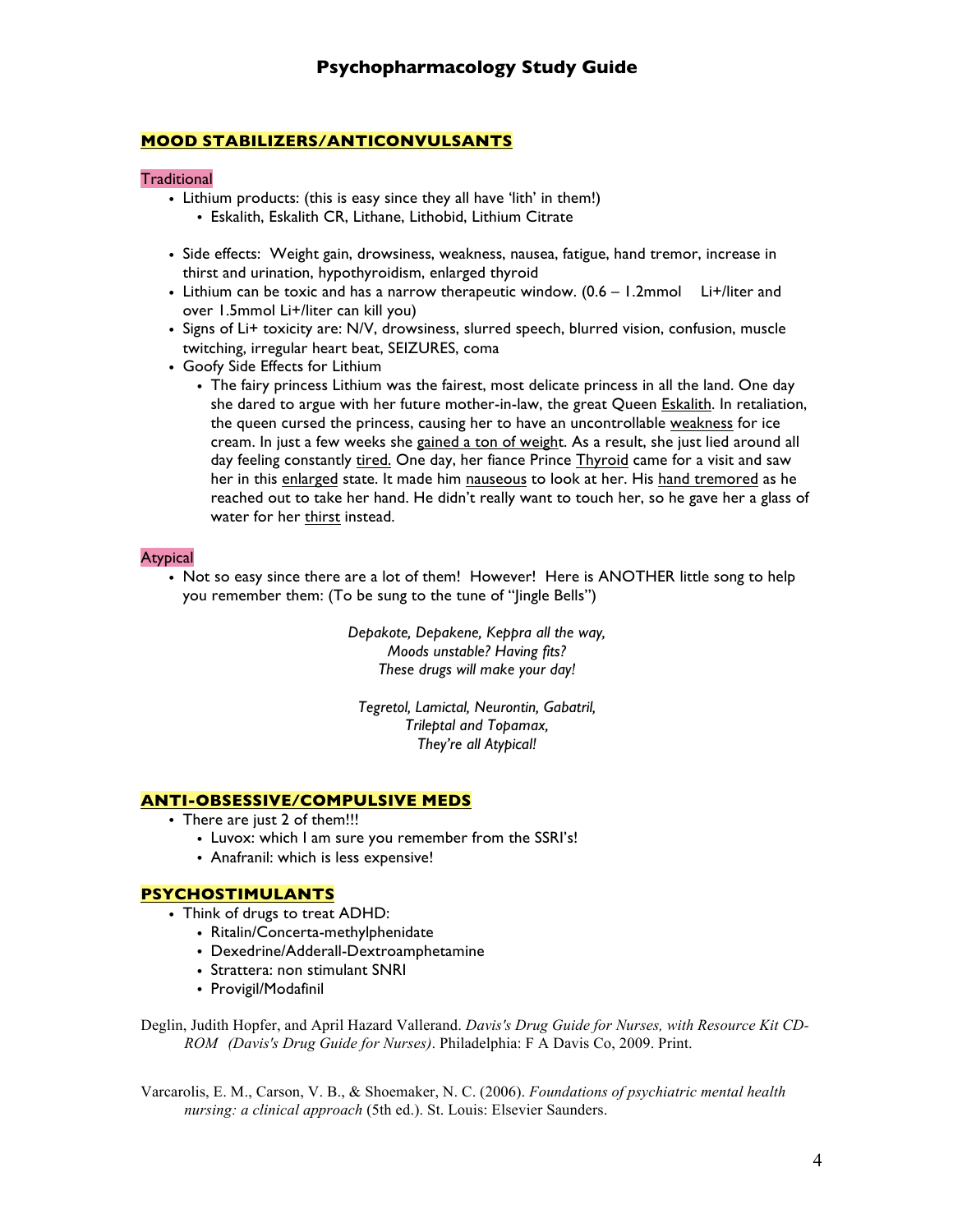# Psychopharmacology Study Guide

## MOOD STABILIZERS/ANTICONVULSANTS

### Traditional

- Lithium products: (this is easy since they all have 'lith' in them!)
  - Eskalith, Eskalith CR, Lithane, Lithobid, Lithium Citrate

- Side effects: Weight gain, drowsiness, weakness, nausea, fatigue, hand tremor, increase in thirst and urination, hypothyroidism, enlarged thyroid
- Lithium can be toxic and has a narrow therapeutic window. (0.6 – 1.2mmol Li+/liter and over 1.5mmol Li+/liter can kill you)
- Signs of Li+ toxicity are: N/V, drowsiness, slurred speech, blurred vision, confusion, muscle twitching, irregular heart beat, SEIZURES, coma
- Goofy Side Effects for Lithium
  - The fairy princess Lithium was the fairest, most delicate princess in all the land. One day she dared to argue with her future mother-in-law, the great Queen Eskalith. In retaliation, the queen cursed the princess, causing her to have an uncontrollable weakness for ice cream. In just a few weeks she gained a ton of weight. As a result, she just lied around all day feeling constantly tired. One day, her fiance Prince Thyroid came for a visit and saw her in this enlarged state. It made him nauseous to look at her. His hand tremored as he reached out to take her hand. He didn't really want to touch her, so he gave her a glass of water for her thirst instead.

### Atypical

- Not so easy since there are a lot of them! However! Here is ANOTHER little song to help you remember them: (To be sung to the tune of "Jingle Bells")

*Depakote, Depakene, Keppra all the way,*
*Moods unstable? Having fits?*
*These drugs will make your day!*

*Tegretol, Lamictal, Neurontin, Gabatril,*
*Trileptal and Topamax,*
*They're all Atypical!*

## ANTI-OBSESSIVE/COMPULSIVE MEDS

- There are just 2 of them!!!
  - Luvox: which I am sure you remember from the SSRI's!
  - Anafranil: which is less expensive!

## PSYCHOSTIMULANTS

- Think of drugs to treat ADHD:
  - Ritalin/Concerta-methylphenidate
  - Dexedrine/Adderall-Dextroamphetamine
  - Strattera: non stimulant SNRI
  - Provigil/Modafinil

Deglin, Judith Hopfer, and April Hazard Vallerand. *Davis's Drug Guide for Nurses, with Resource Kit CD-ROM (Davis's Drug Guide for Nurses)*. Philadelphia: F A Davis Co, 2009. Print.

Varcarolis, E. M., Carson, V. B., & Shoemaker, N. C. (2006). *Foundations of psychiatric mental health nursing: a clinical approach* (5th ed.). St. Louis: Elsevier Saunders.